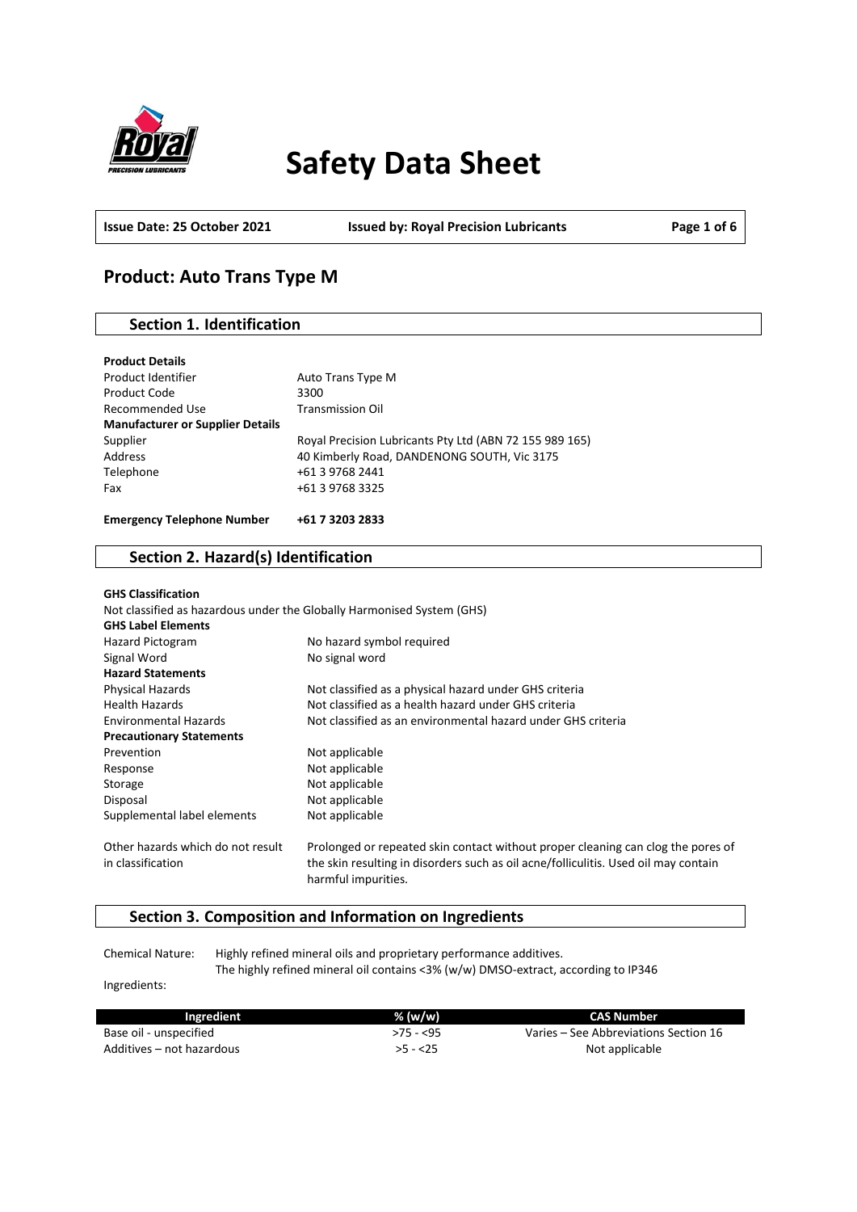# Safety Data Sheet

**Issue Date: 25 October 2021** | **Issued by: Royal Precision Lubricants**

## Product: Auto Trans Type M

### Section 1. Identification

**Product Details**

| | |
|---|---|
| Product Identifier | Auto Trans Type M |
| Product Code | 3300 |
| Recommended Use | Transmission Oil |

**Manufacturer or Supplier Details**

| | |
|---|---|
| Supplier | Royal Precision Lubricants Pty Ltd (ABN 72 155 989 165) |
| Address | 40 Kimberly Road, DANDENONG SOUTH, Vic 3175 |
| Telephone | +61 3 9768 2441 |
| Fax | +61 3 9768 3325 |

**Emergency Telephone Number** **+61 7 3203 2833**

### Section 2. Hazard(s) Identification

**GHS Classification**

Not classified as hazardous under the Globally Harmonised System (GHS)

**GHS Label Elements**

| | |
|---|---|
| Hazard Pictogram | No hazard symbol required |
| Signal Word | No signal word |

**Hazard Statements**

| | |
|---|---|
| Physical Hazards | Not classified as a physical hazard under GHS criteria |
| Health Hazards | Not classified as a health hazard under GHS criteria |
| Environmental Hazards | Not classified as an environmental hazard under GHS criteria |

**Precautionary Statements**

| | |
|---|---|
| Prevention | Not applicable |
| Response | Not applicable |
| Storage | Not applicable |
| Disposal | Not applicable |
| Supplemental label elements | Not applicable |
| Other hazards which do not result in classification | Prolonged or repeated skin contact without proper cleaning can clog the pores of the skin resulting in disorders such as oil acne/folliculitis. Used oil may contain harmful impurities. |

### Section 3. Composition and Information on Ingredients

Chemical Nature: Highly refined mineral oils and proprietary performance additives.
The highly refined mineral oil contains <3% (w/w) DMSO-extract, according to IP346

Ingredients:

| Ingredient | % (w/w) | CAS Number |
|---|---|---|
| Base oil - unspecified | >75 - <95 | Varies – See Abbreviations Section 16 |
| Additives – not hazardous | >5 - <25 | Not applicable |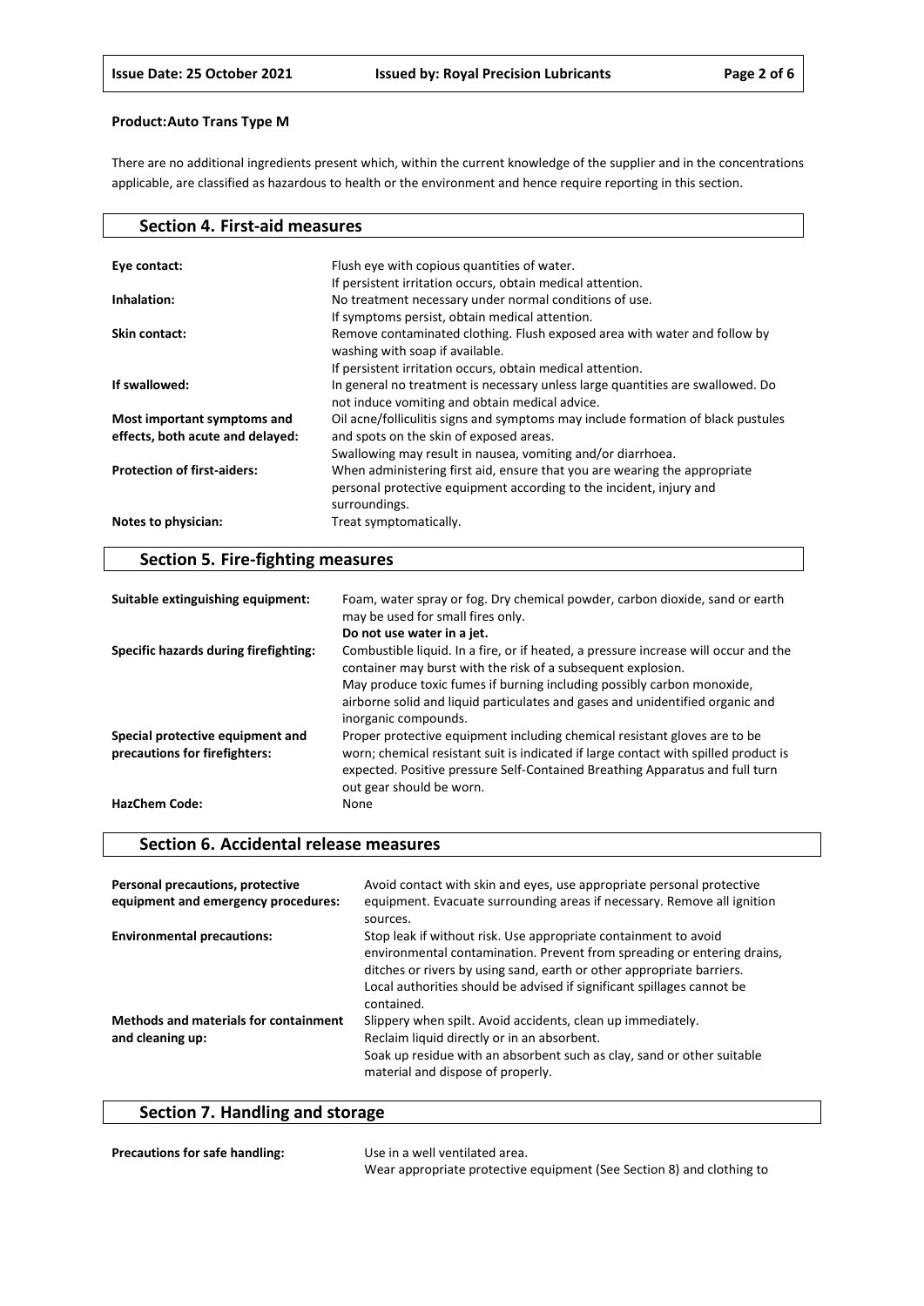**Product:Auto Trans Type M**

There are no additional ingredients present which, within the current knowledge of the supplier and in the concentrations applicable, are classified as hazardous to health or the environment and hence require reporting in this section.

## Section 4. First-aid measures

| | |
|---|---|
| **Eye contact:** | Flush eye with copious quantities of water. If persistent irritation occurs, obtain medical attention. |
| **Inhalation:** | No treatment necessary under normal conditions of use. If symptoms persist, obtain medical attention. |
| **Skin contact:** | Remove contaminated clothing. Flush exposed area with water and follow by washing with soap if available. If persistent irritation occurs, obtain medical attention. |
| **If swallowed:** | In general no treatment is necessary unless large quantities are swallowed. Do not induce vomiting and obtain medical advice. |
| **Most important symptoms and effects, both acute and delayed:** | Oil acne/folliculitis signs and symptoms may include formation of black pustules and spots on the skin of exposed areas. Swallowing may result in nausea, vomiting and/or diarrhoea. |
| **Protection of first-aiders:** | When administering first aid, ensure that you are wearing the appropriate personal protective equipment according to the incident, injury and surroundings. |
| **Notes to physician:** | Treat symptomatically. |

## Section 5. Fire-fighting measures

| | |
|---|---|
| **Suitable extinguishing equipment:** | Foam, water spray or fog. Dry chemical powder, carbon dioxide, sand or earth may be used for small fires only. **Do not use water in a jet.** |
| **Specific hazards during firefighting:** | Combustible liquid. In a fire, or if heated, a pressure increase will occur and the container may burst with the risk of a subsequent explosion. May produce toxic fumes if burning including possibly carbon monoxide, airborne solid and liquid particulates and gases and unidentified organic and inorganic compounds. |
| **Special protective equipment and precautions for firefighters:** | Proper protective equipment including chemical resistant gloves are to be worn; chemical resistant suit is indicated if large contact with spilled product is expected. Positive pressure Self-Contained Breathing Apparatus and full turn out gear should be worn. |
| **HazChem Code:** | None |

## Section 6. Accidental release measures

| | |
|---|---|
| **Personal precautions, protective equipment and emergency procedures:** | Avoid contact with skin and eyes, use appropriate personal protective equipment. Evacuate surrounding areas if necessary. Remove all ignition sources. |
| **Environmental precautions:** | Stop leak if without risk. Use appropriate containment to avoid environmental contamination. Prevent from spreading or entering drains, ditches or rivers by using sand, earth or other appropriate barriers. Local authorities should be advised if significant spillages cannot be contained. |
| **Methods and materials for containment and cleaning up:** | Slippery when spilt. Avoid accidents, clean up immediately. Reclaim liquid directly or in an absorbent. Soak up residue with an absorbent such as clay, sand or other suitable material and dispose of properly. |

## Section 7. Handling and storage

| | |
|---|---|
| **Precautions for safe handling:** | Use in a well ventilated area. Wear appropriate protective equipment (See Section 8) and clothing to |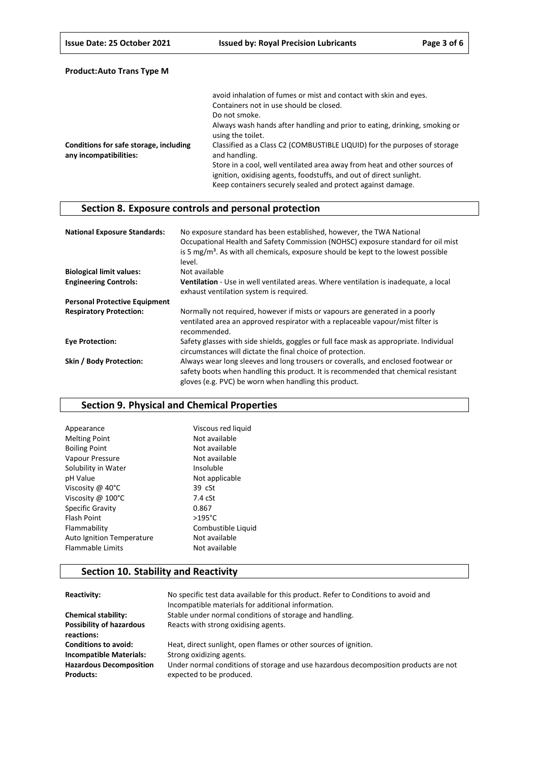**Product:Auto Trans Type M**

| | |
|---|---|
| | avoid inhalation of fumes or mist and contact with skin and eyes.<br>Containers not in use should be closed.<br>Do not smoke.<br>Always wash hands after handling and prior to eating, drinking, smoking or using the toilet. |
| **Conditions for safe storage, including any incompatibilities:** | Classified as a Class C2 (COMBUSTIBLE LIQUID) for the purposes of storage and handling.<br>Store in a cool, well ventilated area away from heat and other sources of ignition, oxidising agents, foodstuffs, and out of direct sunlight.<br>Keep containers securely sealed and protect against damage. |

## Section 8. Exposure controls and personal protection

| | |
|---|---|
| **National Exposure Standards:** | No exposure standard has been established, however, the TWA National Occupational Health and Safety Commission (NOHSC) exposure standard for oil mist is 5 mg/m³. As with all chemicals, exposure should be kept to the lowest possible level. |
| **Biological limit values:** | Not available |
| **Engineering Controls:** | **Ventilation** - Use in well ventilated areas. Where ventilation is inadequate, a local exhaust ventilation system is required. |
| **Personal Protective Equipment** | |
| **Respiratory Protection:** | Normally not required, however if mists or vapours are generated in a poorly ventilated area an approved respirator with a replaceable vapour/mist filter is recommended. |
| **Eye Protection:** | Safety glasses with side shields, goggles or full face mask as appropriate. Individual circumstances will dictate the final choice of protection. |
| **Skin / Body Protection:** | Always wear long sleeves and long trousers or coveralls, and enclosed footwear or safety boots when handling this product. It is recommended that chemical resistant gloves (e.g. PVC) be worn when handling this product. |

## Section 9. Physical and Chemical Properties

| | |
|---|---|
| Appearance | Viscous red liquid |
| Melting Point | Not available |
| Boiling Point | Not available |
| Vapour Pressure | Not available |
| Solubility in Water | Insoluble |
| pH Value | Not applicable |
| Viscosity @ 40°C | 39 cSt |
| Viscosity @ 100°C | 7.4 cSt |
| Specific Gravity | 0.867 |
| Flash Point | >195°C |
| Flammability | Combustible Liquid |
| Auto Ignition Temperature | Not available |
| Flammable Limits | Not available |

## Section 10. Stability and Reactivity

| | |
|---|---|
| **Reactivity:** | No specific test data available for this product. Refer to Conditions to avoid and Incompatible materials for additional information. |
| **Chemical stability:** | Stable under normal conditions of storage and handling. |
| **Possibility of hazardous reactions:** | Reacts with strong oxidising agents. |
| **Conditions to avoid:** | Heat, direct sunlight, open flames or other sources of ignition. |
| **Incompatible Materials:** | Strong oxidizing agents. |
| **Hazardous Decomposition Products:** | Under normal conditions of storage and use hazardous decomposition products are not expected to be produced. |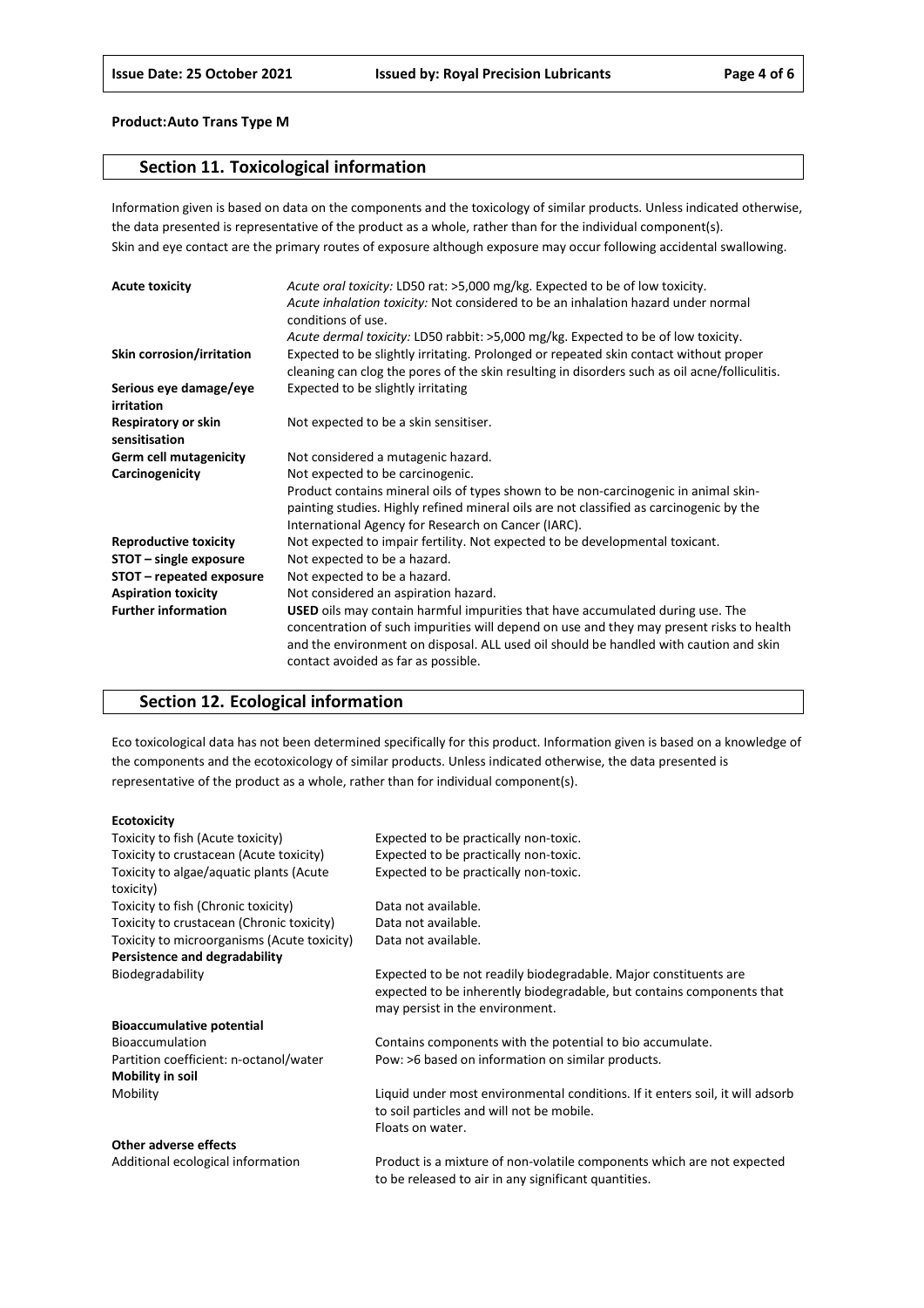**Product:Auto Trans Type M**

## Section 11. Toxicological information

Information given is based on data on the components and the toxicology of similar products. Unless indicated otherwise, the data presented is representative of the product as a whole, rather than for the individual component(s). Skin and eye contact are the primary routes of exposure although exposure may occur following accidental swallowing.

| | |
|---|---|
| **Acute toxicity** | *Acute oral toxicity:* LD50 rat: >5,000 mg/kg. Expected to be of low toxicity.<br>*Acute inhalation toxicity:* Not considered to be an inhalation hazard under normal conditions of use.<br>*Acute dermal toxicity:* LD50 rabbit: >5,000 mg/kg. Expected to be of low toxicity. |
| **Skin corrosion/irritation** | Expected to be slightly irritating. Prolonged or repeated skin contact without proper cleaning can clog the pores of the skin resulting in disorders such as oil acne/folliculitis. |
| **Serious eye damage/eye irritation** | Expected to be slightly irritating |
| **Respiratory or skin sensitisation** | Not expected to be a skin sensitiser. |
| **Germ cell mutagenicity** | Not considered a mutagenic hazard. |
| **Carcinogenicity** | Not expected to be carcinogenic.<br>Product contains mineral oils of types shown to be non-carcinogenic in animal skin-painting studies. Highly refined mineral oils are not classified as carcinogenic by the International Agency for Research on Cancer (IARC). |
| **Reproductive toxicity** | Not expected to impair fertility. Not expected to be developmental toxicant. |
| **STOT – single exposure** | Not expected to be a hazard. |
| **STOT – repeated exposure** | Not expected to be a hazard. |
| **Aspiration toxicity** | Not considered an aspiration hazard. |
| **Further information** | **USED** oils may contain harmful impurities that have accumulated during use. The concentration of such impurities will depend on use and they may present risks to health and the environment on disposal. ALL used oil should be handled with caution and skin contact avoided as far as possible. |

## Section 12. Ecological information

Eco toxicological data has not been determined specifically for this product. Information given is based on a knowledge of the components and the ecotoxicology of similar products. Unless indicated otherwise, the data presented is representative of the product as a whole, rather than for individual component(s).

| | |
|---|---|
| **Ecotoxicity** | |
| Toxicity to fish (Acute toxicity) | Expected to be practically non-toxic. |
| Toxicity to crustacean (Acute toxicity) | Expected to be practically non-toxic. |
| Toxicity to algae/aquatic plants (Acute toxicity) | Expected to be practically non-toxic. |
| Toxicity to fish (Chronic toxicity) | Data not available. |
| Toxicity to crustacean (Chronic toxicity) | Data not available. |
| Toxicity to microorganisms (Acute toxicity) | Data not available. |
| **Persistence and degradability** | |
| Biodegradability | Expected to be not readily biodegradable. Major constituents are expected to be inherently biodegradable, but contains components that may persist in the environment. |
| **Bioaccumulative potential** | |
| Bioaccumulation | Contains components with the potential to bio accumulate. |
| Partition coefficient: n-octanol/water | Pow: >6 based on information on similar products. |
| **Mobility in soil** | |
| Mobility | Liquid under most environmental conditions. If it enters soil, it will adsorb to soil particles and will not be mobile.<br>Floats on water. |
| **Other adverse effects** | |
| Additional ecological information | Product is a mixture of non-volatile components which are not expected to be released to air in any significant quantities. |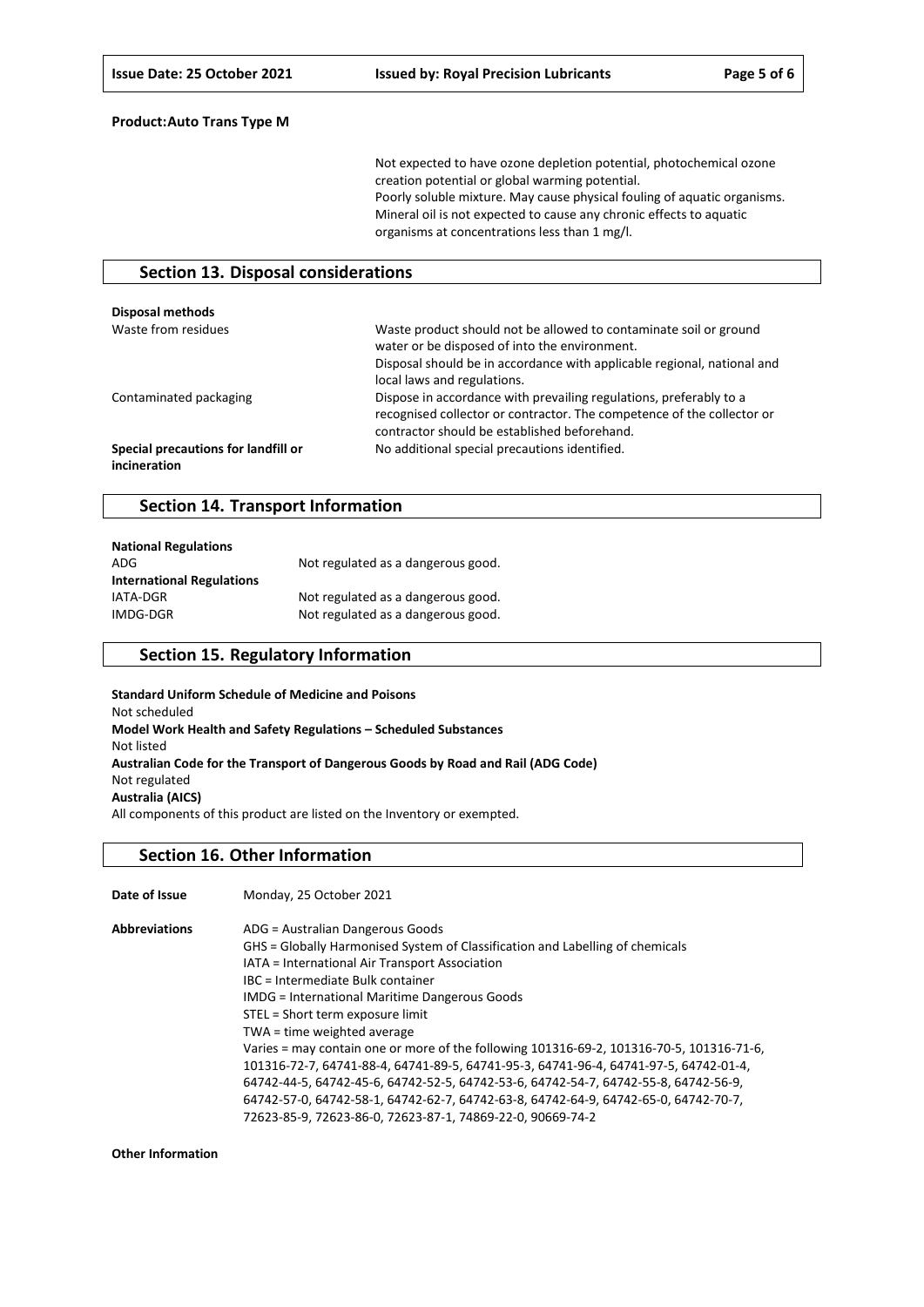**Product:Auto Trans Type M**

Not expected to have ozone depletion potential, photochemical ozone creation potential or global warming potential.
Poorly soluble mixture. May cause physical fouling of aquatic organisms.
Mineral oil is not expected to cause any chronic effects to aquatic organisms at concentrations less than 1 mg/l.

## Section 13. Disposal considerations

**Disposal methods**

| | |
|---|---|
| Waste from residues | Waste product should not be allowed to contaminate soil or ground water or be disposed of into the environment. Disposal should be in accordance with applicable regional, national and local laws and regulations. |
| Contaminated packaging | Dispose in accordance with prevailing regulations, preferably to a recognised collector or contractor. The competence of the collector or contractor should be established beforehand. |
| **Special precautions for landfill or incineration** | No additional special precautions identified. |

## Section 14. Transport Information

**National Regulations**

ADG — Not regulated as a dangerous good.

**International Regulations**

IATA-DGR — Not regulated as a dangerous good.
IMDG-DGR — Not regulated as a dangerous good.

## Section 15. Regulatory Information

**Standard Uniform Schedule of Medicine and Poisons**
Not scheduled
**Model Work Health and Safety Regulations – Scheduled Substances**
Not listed
**Australian Code for the Transport of Dangerous Goods by Road and Rail (ADG Code)**
Not regulated
**Australia (AICS)**
All components of this product are listed on the Inventory or exempted.

## Section 16. Other Information

**Date of Issue** Monday, 25 October 2021

**Abbreviations**

ADG = Australian Dangerous Goods
GHS = Globally Harmonised System of Classification and Labelling of chemicals
IATA = International Air Transport Association
IBC = Intermediate Bulk container
IMDG = International Maritime Dangerous Goods
STEL = Short term exposure limit
TWA = time weighted average
Varies = may contain one or more of the following 101316-69-2, 101316-70-5, 101316-71-6, 101316-72-7, 64741-88-4, 64741-89-5, 64741-95-3, 64741-96-4, 64741-97-5, 64742-01-4, 64742-44-5, 64742-45-6, 64742-52-5, 64742-53-6, 64742-54-7, 64742-55-8, 64742-56-9, 64742-57-0, 64742-58-1, 64742-62-7, 64742-63-8, 64742-64-9, 64742-65-0, 64742-70-7, 72623-85-9, 72623-86-0, 72623-87-1, 74869-22-0, 90669-74-2

**Other Information**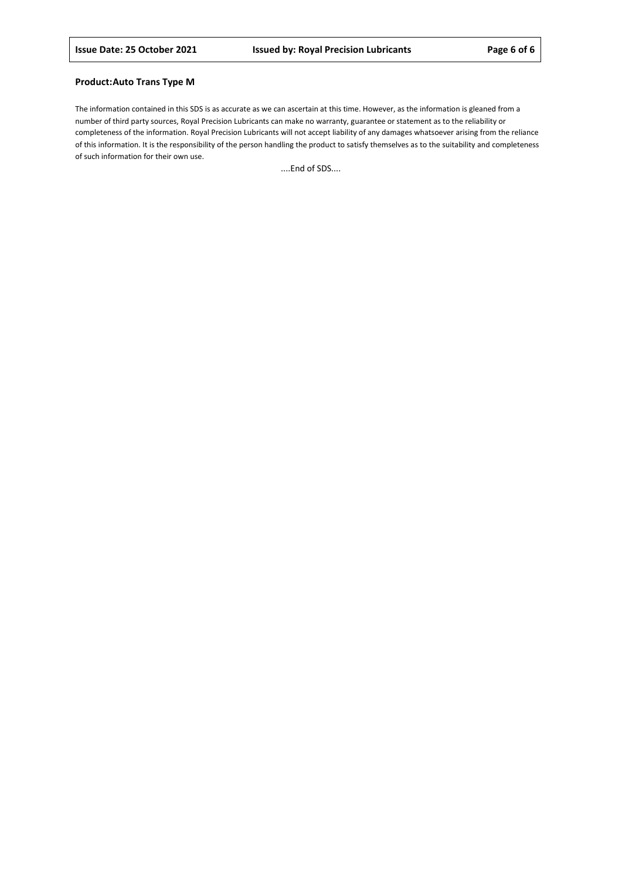**Product:Auto Trans Type M**

The information contained in this SDS is as accurate as we can ascertain at this time. However, as the information is gleaned from a number of third party sources, Royal Precision Lubricants can make no warranty, guarantee or statement as to the reliability or completeness of the information. Royal Precision Lubricants will not accept liability of any damages whatsoever arising from the reliance of this information. It is the responsibility of the person handling the product to satisfy themselves as to the suitability and completeness of such information for their own use.

....End of SDS....